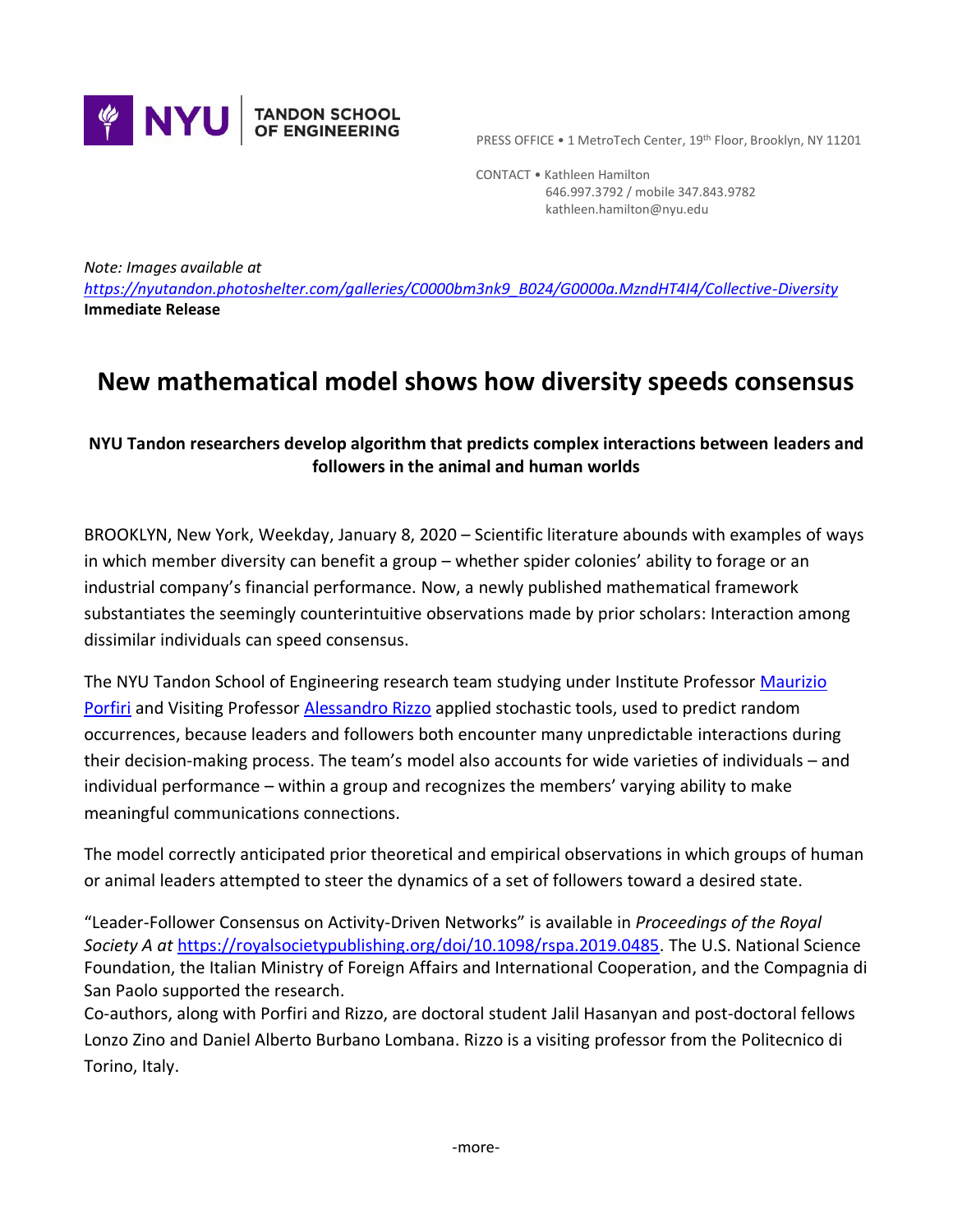NYU | TANDON SCHOOL OF ENGINEERING

PRESS OFFICE • 1 MetroTech Center, 19th Floor, Brooklyn, NY 11201

CONTACT • Kathleen Hamilton
646.997.3792 / mobile 347.843.9782
kathleen.hamilton@nyu.edu

*Note: Images available at*
*https://nyutandon.photoshelter.com/galleries/C0000bm3nk9_B024/G0000a.MzndHT4I4/Collective-Diversity*
**Immediate Release**

# New mathematical model shows how diversity speeds consensus

**NYU Tandon researchers develop algorithm that predicts complex interactions between leaders and followers in the animal and human worlds**

BROOKLYN, New York, Weekday, January 8, 2020 – Scientific literature abounds with examples of ways in which member diversity can benefit a group – whether spider colonies' ability to forage or an industrial company's financial performance. Now, a newly published mathematical framework substantiates the seemingly counterintuitive observations made by prior scholars: Interaction among dissimilar individuals can speed consensus.

The NYU Tandon School of Engineering research team studying under Institute Professor Maurizio Porfiri and Visiting Professor Alessandro Rizzo applied stochastic tools, used to predict random occurrences, because leaders and followers both encounter many unpredictable interactions during their decision-making process. The team's model also accounts for wide varieties of individuals – and individual performance – within a group and recognizes the members' varying ability to make meaningful communications connections.

The model correctly anticipated prior theoretical and empirical observations in which groups of human or animal leaders attempted to steer the dynamics of a set of followers toward a desired state.

"Leader-Follower Consensus on Activity-Driven Networks" is available in *Proceedings of the Royal Society A at* https://royalsocietypublishing.org/doi/10.1098/rspa.2019.0485. The U.S. National Science Foundation, the Italian Ministry of Foreign Affairs and International Cooperation, and the Compagnia di San Paolo supported the research.
Co-authors, along with Porfiri and Rizzo, are doctoral student Jalil Hasanyan and post-doctoral fellows Lonzo Zino and Daniel Alberto Burbano Lombana. Rizzo is a visiting professor from the Politecnico di Torino, Italy.

-more-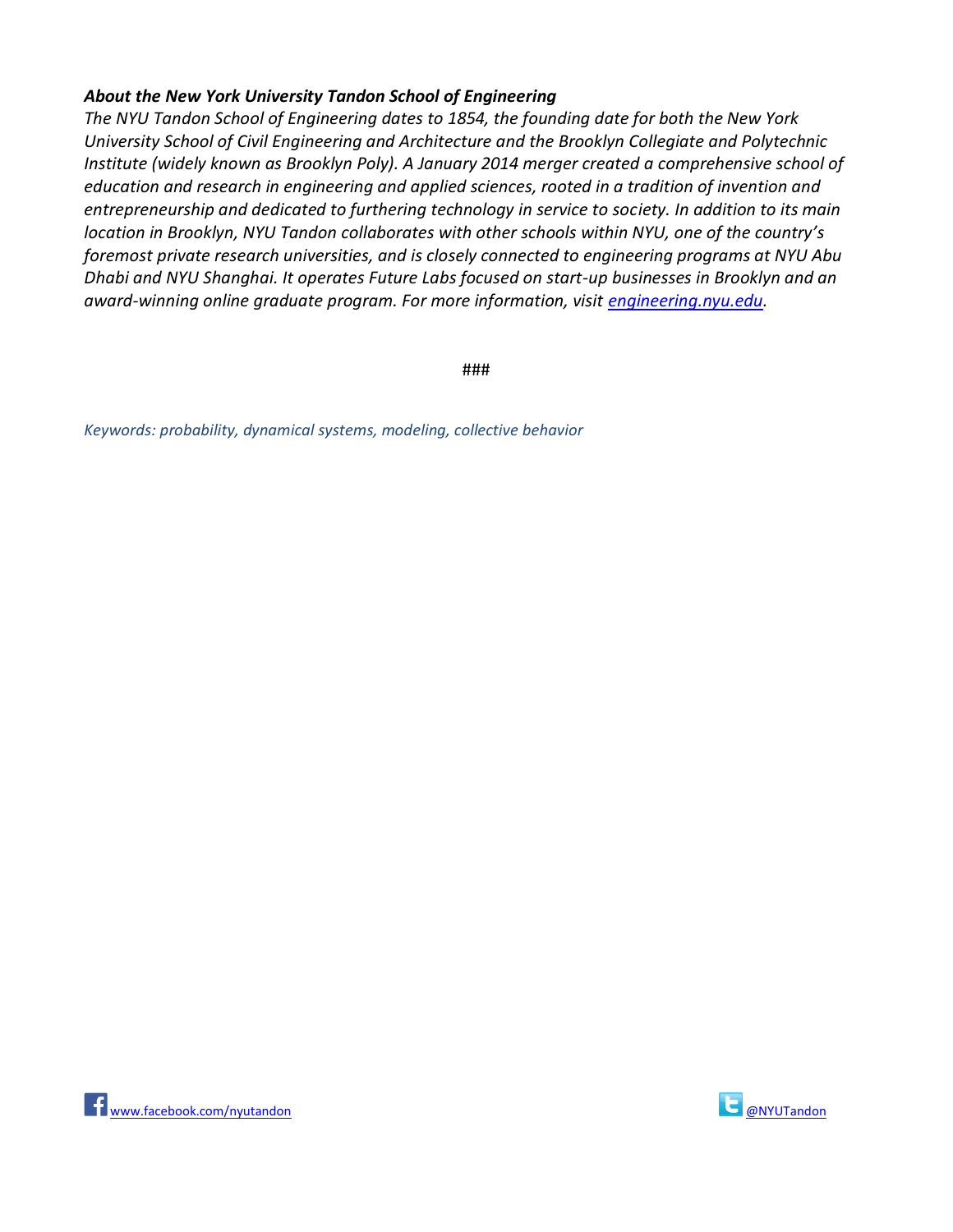***About the New York University Tandon School of Engineering***

*The NYU Tandon School of Engineering dates to 1854, the founding date for both the New York University School of Civil Engineering and Architecture and the Brooklyn Collegiate and Polytechnic Institute (widely known as Brooklyn Poly). A January 2014 merger created a comprehensive school of education and research in engineering and applied sciences, rooted in a tradition of invention and entrepreneurship and dedicated to furthering technology in service to society. In addition to its main location in Brooklyn, NYU Tandon collaborates with other schools within NYU, one of the country's foremost private research universities, and is closely connected to engineering programs at NYU Abu Dhabi and NYU Shanghai. It operates Future Labs focused on start-up businesses in Brooklyn and an award-winning online graduate program. For more information, visit [engineering.nyu.edu](engineering.nyu.edu).*

###

*Keywords: probability, dynamical systems, modeling, collective behavior*

www.facebook.com/nyutandon

@NYUTandon